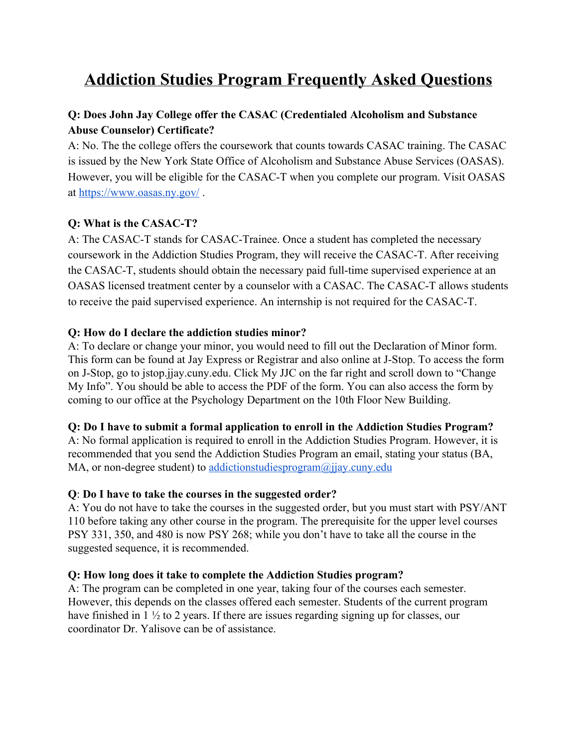# Addiction Studies Program Frequently Asked Questions

**Q: Does John Jay College offer the CASAC (Credentialed Alcoholism and Substance Abuse Counselor) Certificate?**

A: No. The the college offers the coursework that counts towards CASAC training. The CASAC is issued by the New York State Office of Alcoholism and Substance Abuse Services (OASAS). However, you will be eligible for the CASAC-T when you complete our program. Visit OASAS at [https://www.oasas.ny.gov/](https://www.oasas.ny.gov/) .

**Q: What is the CASAC-T?**

A: The CASAC-T stands for CASAC-Trainee. Once a student has completed the necessary coursework in the Addiction Studies Program, they will receive the CASAC-T. After receiving the CASAC-T, students should obtain the necessary paid full-time supervised experience at an OASAS licensed treatment center by a counselor with a CASAC. The CASAC-T allows students to receive the paid supervised experience. An internship is not required for the CASAC-T.

**Q: How do I declare the addiction studies minor?**

A: To declare or change your minor, you would need to fill out the Declaration of Minor form. This form can be found at Jay Express or Registrar and also online at J-Stop. To access the form on J-Stop, go to jstop.jjay.cuny.edu. Click My JJC on the far right and scroll down to "Change My Info". You should be able to access the PDF of the form. You can also access the form by coming to our office at the Psychology Department on the 10th Floor New Building.

**Q: Do I have to submit a formal application to enroll in the Addiction Studies Program?**

A: No formal application is required to enroll in the Addiction Studies Program. However, it is recommended that you send the Addiction Studies Program an email, stating your status (BA, MA, or non-degree student) to [addictionstudiesprogram@jjay.cuny.edu](mailto:addictionstudiesprogram@jjay.cuny.edu)

**Q**: **Do I have to take the courses in the suggested order?**

A: You do not have to take the courses in the suggested order, but you must start with PSY/ANT 110 before taking any other course in the program. The prerequisite for the upper level courses PSY 331, 350, and 480 is now PSY 268; while you don't have to take all the course in the suggested sequence, it is recommended.

**Q: How long does it take to complete the Addiction Studies program?**

A: The program can be completed in one year, taking four of the courses each semester. However, this depends on the classes offered each semester. Students of the current program have finished in 1 ½ to 2 years. If there are issues regarding signing up for classes, our coordinator Dr. Yalisove can be of assistance.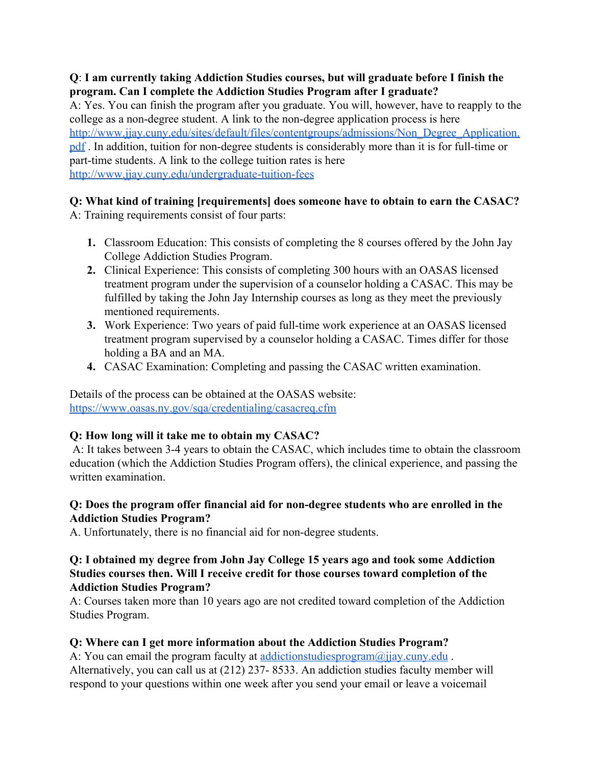**Q**: **I am currently taking Addiction Studies courses, but will graduate before I finish the program. Can I complete the Addiction Studies Program after I graduate?**
A: Yes. You can finish the program after you graduate. You will, however, have to reapply to the college as a non-degree student. A link to the non-degree application process is here [http://www.jjay.cuny.edu/sites/default/files/contentgroups/admissions/Non_Degree_Application.pdf](http://www.jjay.cuny.edu/sites/default/files/contentgroups/admissions/Non_Degree_Application.pdf) . In addition, tuition for non-degree students is considerably more than it is for full-time or part-time students. A link to the college tuition rates is here [http://www.jjay.cuny.edu/undergraduate-tuition-fees](http://www.jjay.cuny.edu/undergraduate-tuition-fees)

**Q: What kind of training [requirements] does someone have to obtain to earn the CASAC?**
A: Training requirements consist of four parts:

1. Classroom Education: This consists of completing the 8 courses offered by the John Jay College Addiction Studies Program.
2. Clinical Experience: This consists of completing 300 hours with an OASAS licensed treatment program under the supervision of a counselor holding a CASAC. This may be fulfilled by taking the John Jay Internship courses as long as they meet the previously mentioned requirements.
3. Work Experience: Two years of paid full-time work experience at an OASAS licensed treatment program supervised by a counselor holding a CASAC. Times differ for those holding a BA and an MA.
4. CASAC Examination: Completing and passing the CASAC written examination.

Details of the process can be obtained at the OASAS website: [https://www.oasas.ny.gov/sqa/credentialing/casacreq.cfm](https://www.oasas.ny.gov/sqa/credentialing/casacreq.cfm)

**Q: How long will it take me to obtain my CASAC?**
A: It takes between 3-4 years to obtain the CASAC, which includes time to obtain the classroom education (which the Addiction Studies Program offers), the clinical experience, and passing the written examination.

**Q: Does the program offer financial aid for non-degree students who are enrolled in the Addiction Studies Program?**
A. Unfortunately, there is no financial aid for non-degree students.

**Q: I obtained my degree from John Jay College 15 years ago and took some Addiction Studies courses then. Will I receive credit for those courses toward completion of the Addiction Studies Program?**
A: Courses taken more than 10 years ago are not credited toward completion of the Addiction Studies Program.

**Q: Where can I get more information about the Addiction Studies Program?**
A: You can email the program faculty at [addictionstudiesprogram@jjay.cuny.edu](mailto:addictionstudiesprogram@jjay.cuny.edu) . Alternatively, you can call us at (212) 237- 8533. An addiction studies faculty member will respond to your questions within one week after you send your email or leave a voicemail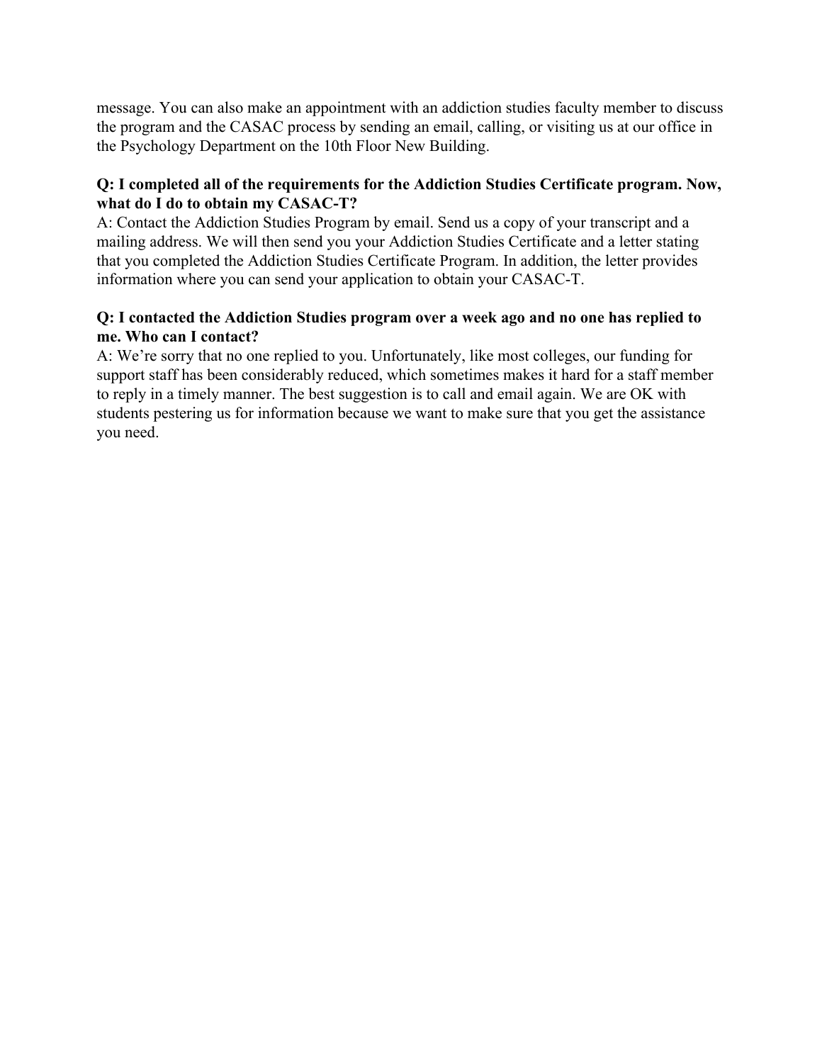message. You can also make an appointment with an addiction studies faculty member to discuss the program and the CASAC process by sending an email, calling, or visiting us at our office in the Psychology Department on the 10th Floor New Building.

**Q: I completed all of the requirements for the Addiction Studies Certificate program. Now, what do I do to obtain my CASAC-T?**

A: Contact the Addiction Studies Program by email. Send us a copy of your transcript and a mailing address. We will then send you your Addiction Studies Certificate and a letter stating that you completed the Addiction Studies Certificate Program. In addition, the letter provides information where you can send your application to obtain your CASAC-T.

**Q: I contacted the Addiction Studies program over a week ago and no one has replied to me. Who can I contact?**

A: We're sorry that no one replied to you. Unfortunately, like most colleges, our funding for support staff has been considerably reduced, which sometimes makes it hard for a staff member to reply in a timely manner. The best suggestion is to call and email again. We are OK with students pestering us for information because we want to make sure that you get the assistance you need.